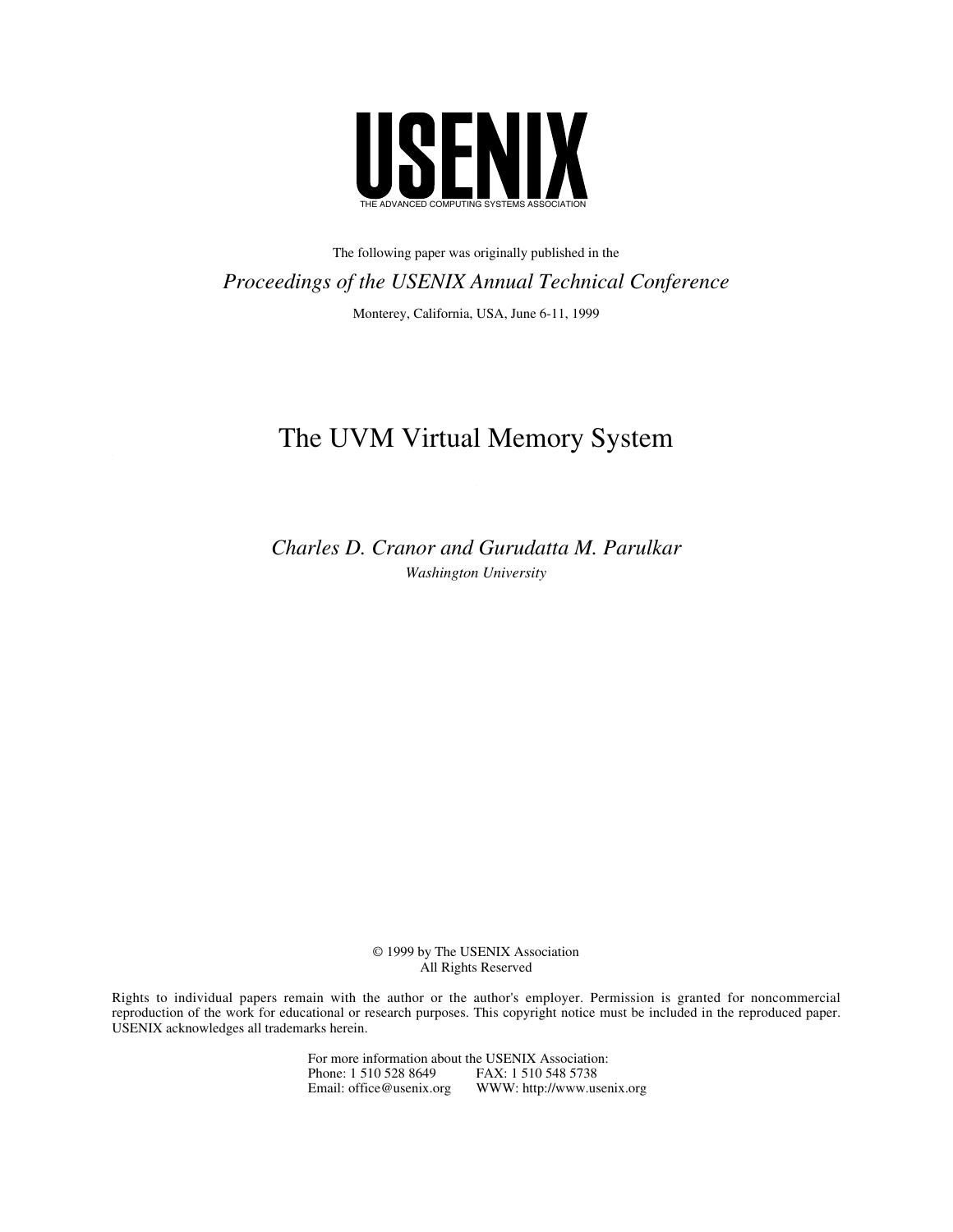# USENIX

THE ADVANCED COMPUTING SYSTEMS ASSOCIATION

The following paper was originally published in the

*Proceedings of the USENIX Annual Technical Conference*

Monterey, California, USA, June 6-11, 1999

# The UVM Virtual Memory System

*Charles D. Cranor and Gurudatta M. Parulkar*

*Washington University*

© 1999 by The USENIX Association
All Rights Reserved

Rights to individual papers remain with the author or the author's employer. Permission is granted for noncommercial reproduction of the work for educational or research purposes. This copyright notice must be included in the reproduced paper. USENIX acknowledges all trademarks herein.

For more information about the USENIX Association:
Phone: 1 510 528 8649 FAX: 1 510 548 5738
Email: office@usenix.org WWW: http://www.usenix.org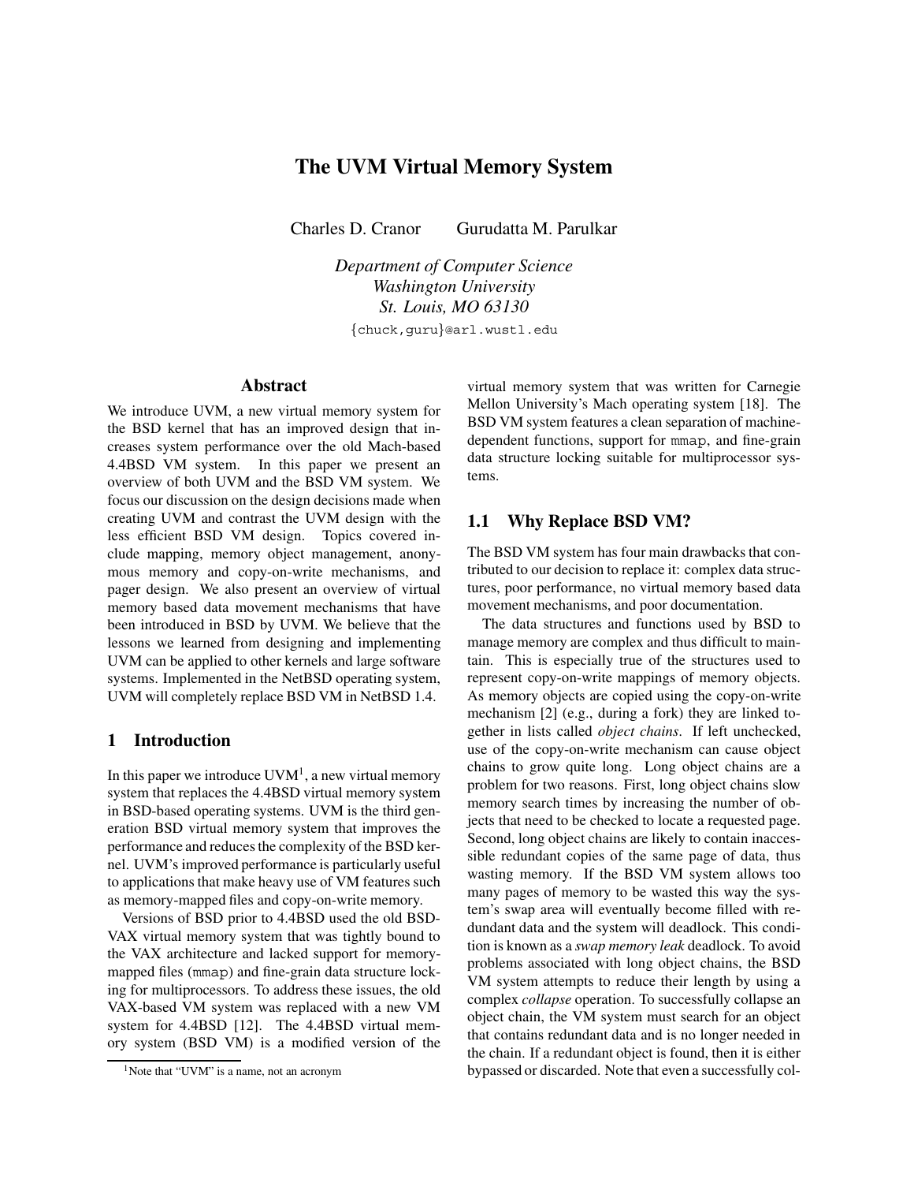# The UVM Virtual Memory System

Charles D. Cranor    Gurudatta M. Parulkar

*Department of Computer Science*
*Washington University*
*St. Louis, MO 63130*

{chuck,guru}@arl.wustl.edu

## Abstract

We introduce UVM, a new virtual memory system for the BSD kernel that has an improved design that increases system performance over the old Mach-based 4.4BSD VM system. In this paper we present an overview of both UVM and the BSD VM system. We focus our discussion on the design decisions made when creating UVM and contrast the UVM design with the less efficient BSD VM design. Topics covered include mapping, memory object management, anonymous memory and copy-on-write mechanisms, and pager design. We also present an overview of virtual memory based data movement mechanisms that have been introduced in BSD by UVM. We believe that the lessons we learned from designing and implementing UVM can be applied to other kernels and large software systems. Implemented in the NetBSD operating system, UVM will completely replace BSD VM in NetBSD 1.4.

## 1 Introduction

In this paper we introduce UVM[1], a new virtual memory system that replaces the 4.4BSD virtual memory system in BSD-based operating systems. UVM is the third generation BSD virtual memory system that improves the performance and reduces the complexity of the BSD kernel. UVM's improved performance is particularly useful to applications that make heavy use of VM features such as memory-mapped files and copy-on-write memory.

Versions of BSD prior to 4.4BSD used the old BSD-VAX virtual memory system that was tightly bound to the VAX architecture and lacked support for memory-mapped files (`mmap`) and fine-grain data structure locking for multiprocessors. To address these issues, the old VAX-based VM system was replaced with a new VM system for 4.4BSD [12]. The 4.4BSD virtual memory system (BSD VM) is a modified version of the virtual memory system that was written for Carnegie Mellon University's Mach operating system [18]. The BSD VM system features a clean separation of machine-dependent functions, support for `mmap`, and fine-grain data structure locking suitable for multiprocessor systems.

[1] Note that "UVM" is a name, not an acronym

### 1.1 Why Replace BSD VM?

The BSD VM system has four main drawbacks that contributed to our decision to replace it: complex data structures, poor performance, no virtual memory based data movement mechanisms, and poor documentation.

The data structures and functions used by BSD to manage memory are complex and thus difficult to maintain. This is especially true of the structures used to represent copy-on-write mappings of memory objects. As memory objects are copied using the copy-on-write mechanism [2] (e.g., during a fork) they are linked together in lists called *object chains*. If left unchecked, use of the copy-on-write mechanism can cause object chains to grow quite long. Long object chains are a problem for two reasons. First, long object chains slow memory search times by increasing the number of objects that need to be checked to locate a requested page. Second, long object chains are likely to contain inaccessible redundant copies of the same page of data, thus wasting memory. If the BSD VM system allows too many pages of memory to be wasted this way the system's swap area will eventually become filled with redundant data and the system will deadlock. This condition is known as a *swap memory leak* deadlock. To avoid problems associated with long object chains, the BSD VM system attempts to reduce their length by using a complex *collapse* operation. To successfully collapse an object chain, the VM system must search for an object that contains redundant data and is no longer needed in the chain. If a redundant object is found, then it is either bypassed or discarded. Note that even a successfully col-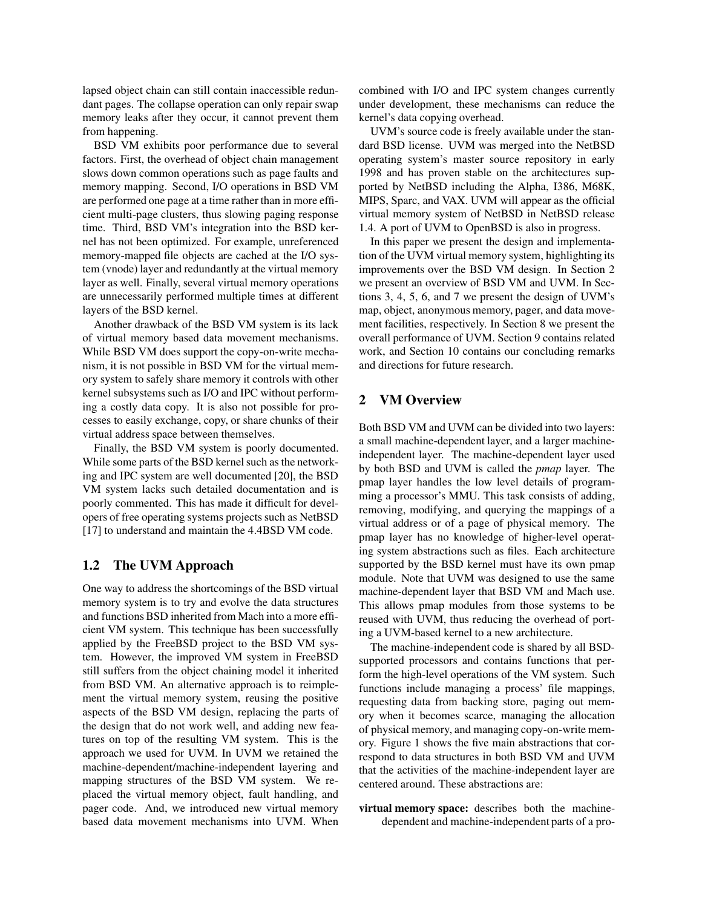lapsed object chain can still contain inaccessible redundant pages. The collapse operation can only repair swap memory leaks after they occur, it cannot prevent them from happening.

BSD VM exhibits poor performance due to several factors. First, the overhead of object chain management slows down common operations such as page faults and memory mapping. Second, I/O operations in BSD VM are performed one page at a time rather than in more efficient multi-page clusters, thus slowing paging response time. Third, BSD VM's integration into the BSD kernel has not been optimized. For example, unreferenced memory-mapped file objects are cached at the I/O system (vnode) layer and redundantly at the virtual memory layer as well. Finally, several virtual memory operations are unnecessarily performed multiple times at different layers of the BSD kernel.

Another drawback of the BSD VM system is its lack of virtual memory based data movement mechanisms. While BSD VM does support the copy-on-write mechanism, it is not possible in BSD VM for the virtual memory system to safely share memory it controls with other kernel subsystems such as I/O and IPC without performing a costly data copy. It is also not possible for processes to easily exchange, copy, or share chunks of their virtual address space between themselves.

Finally, the BSD VM system is poorly documented. While some parts of the BSD kernel such as the networking and IPC system are well documented [20], the BSD VM system lacks such detailed documentation and is poorly commented. This has made it difficult for developers of free operating systems projects such as NetBSD [17] to understand and maintain the 4.4BSD VM code.

## 1.2 The UVM Approach

One way to address the shortcomings of the BSD virtual memory system is to try and evolve the data structures and functions BSD inherited from Mach into a more efficient VM system. This technique has been successfully applied by the FreeBSD project to the BSD VM system. However, the improved VM system in FreeBSD still suffers from the object chaining model it inherited from BSD VM. An alternative approach is to reimplement the virtual memory system, reusing the positive aspects of the BSD VM design, replacing the parts of the design that do not work well, and adding new features on top of the resulting VM system. This is the approach we used for UVM. In UVM we retained the machine-dependent/machine-independent layering and mapping structures of the BSD VM system. We replaced the virtual memory object, fault handling, and pager code. And, we introduced new virtual memory based data movement mechanisms into UVM. When combined with I/O and IPC system changes currently under development, these mechanisms can reduce the kernel's data copying overhead.

UVM's source code is freely available under the standard BSD license. UVM was merged into the NetBSD operating system's master source repository in early 1998 and has proven stable on the architectures supported by NetBSD including the Alpha, I386, M68K, MIPS, Sparc, and VAX. UVM will appear as the official virtual memory system of NetBSD in NetBSD release 1.4. A port of UVM to OpenBSD is also in progress.

In this paper we present the design and implementation of the UVM virtual memory system, highlighting its improvements over the BSD VM design. In Section 2 we present an overview of BSD VM and UVM. In Sections 3, 4, 5, 6, and 7 we present the design of UVM's map, object, anonymous memory, pager, and data movement facilities, respectively. In Section 8 we present the overall performance of UVM. Section 9 contains related work, and Section 10 contains our concluding remarks and directions for future research.

# 2 VM Overview

Both BSD VM and UVM can be divided into two layers: a small machine-dependent layer, and a larger machine-independent layer. The machine-dependent layer used by both BSD and UVM is called the *pmap* layer. The pmap layer handles the low level details of programming a processor's MMU. This task consists of adding, removing, modifying, and querying the mappings of a virtual address or of a page of physical memory. The pmap layer has no knowledge of higher-level operating system abstractions such as files. Each architecture supported by the BSD kernel must have its own pmap module. Note that UVM was designed to use the same machine-dependent layer that BSD VM and Mach use. This allows pmap modules from those systems to be reused with UVM, thus reducing the overhead of porting a UVM-based kernel to a new architecture.

The machine-independent code is shared by all BSD-supported processors and contains functions that perform the high-level operations of the VM system. Such functions include managing a process' file mappings, requesting data from backing store, paging out memory when it becomes scarce, managing the allocation of physical memory, and managing copy-on-write memory. Figure 1 shows the five main abstractions that correspond to data structures in both BSD VM and UVM that the activities of the machine-independent layer are centered around. These abstractions are:

**virtual memory space:** describes both the machine-dependent and machine-independent parts of a pro-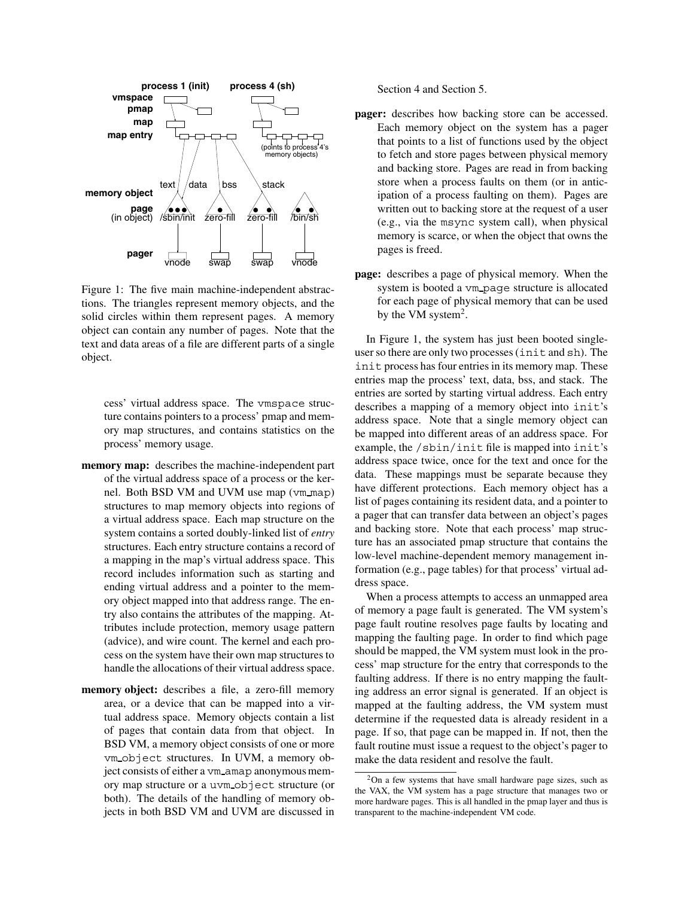Figure 1: The five main machine-independent abstractions. The triangles represent memory objects, and the solid circles within them represent pages. A memory object can contain any number of pages. Note that the text and data areas of a file are different parts of a single object.

cess' virtual address space. The vmspace structure contains pointers to a process' pmap and memory map structures, and contains statistics on the process' memory usage.

**memory map:** describes the machine-independent part of the virtual address space of a process or the kernel. Both BSD VM and UVM use map (vm_map) structures to map memory objects into regions of a virtual address space. Each map structure on the system contains a sorted doubly-linked list of *entry* structures. Each entry structure contains a record of a mapping in the map's virtual address space. This record includes information such as starting and ending virtual address and a pointer to the memory object mapped into that address range. The entry also contains the attributes of the mapping. Attributes include protection, memory usage pattern (advice), and wire count. The kernel and each process on the system have their own map structures to handle the allocations of their virtual address space.

**memory object:** describes a file, a zero-fill memory area, or a device that can be mapped into a virtual address space. Memory objects contain a list of pages that contain data from that object. In BSD VM, a memory object consists of one or more vm_object structures. In UVM, a memory object consists of either a vm_amap anonymous memory map structure or a uvm_object structure (or both). The details of the handling of memory objects in both BSD VM and UVM are discussed in Section 4 and Section 5.

**pager:** describes how backing store can be accessed. Each memory object on the system has a pager that points to a list of functions used by the object to fetch and store pages between physical memory and backing store. Pages are read in from backing store when a process faults on them (or in anticipation of a process faulting on them). Pages are written out to backing store at the request of a user (e.g., via the msync system call), when physical memory is scarce, or when the object that owns the pages is freed.

**page:** describes a page of physical memory. When the system is booted a vm_page structure is allocated for each page of physical memory that can be used by the VM system[2].

In Figure 1, the system has just been booted single-user so there are only two processes (init and sh). The init process has four entries in its memory map. These entries map the process' text, data, bss, and stack. The entries are sorted by starting virtual address. Each entry describes a mapping of a memory object into init's address space. Note that a single memory object can be mapped into different areas of an address space. For example, the /sbin/init file is mapped into init's address space twice, once for the text and once for the data. These mappings must be separate because they have different protections. Each memory object has a list of pages containing its resident data, and a pointer to a pager that can transfer data between an object's pages and backing store. Note that each process' map structure has an associated pmap structure that contains the low-level machine-dependent memory management information (e.g., page tables) for that process' virtual address space.

When a process attempts to access an unmapped area of memory a page fault is generated. The VM system's page fault routine resolves page faults by locating and mapping the faulting page. In order to find which page should be mapped, the VM system must look in the process' map structure for the entry that corresponds to the faulting address. If there is no entry mapping the faulting address an error signal is generated. If an object is mapped at the faulting address, the VM system must determine if the requested data is already resident in a page. If so, that page can be mapped in. If not, then the fault routine must issue a request to the object's pager to make the data resident and resolve the fault.

[2] On a few systems that have small hardware page sizes, such as the VAX, the VM system has a page structure that manages two or more hardware pages. This is all handled in the pmap layer and thus is transparent to the machine-independent VM code.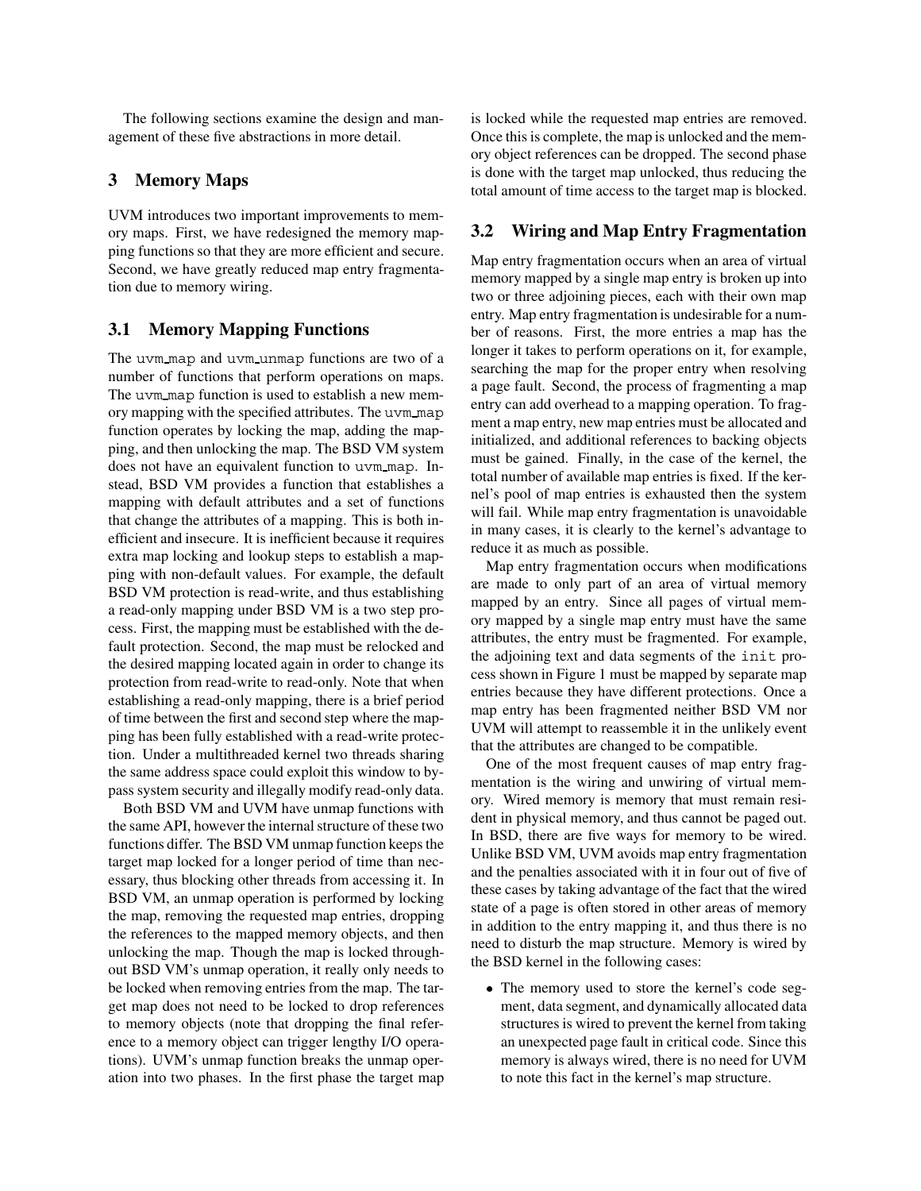The following sections examine the design and management of these five abstractions in more detail.

## 3 Memory Maps

UVM introduces two important improvements to memory maps. First, we have redesigned the memory mapping functions so that they are more efficient and secure. Second, we have greatly reduced map entry fragmentation due to memory wiring.

### 3.1 Memory Mapping Functions

The `uvm_map` and `uvm_unmap` functions are two of a number of functions that perform operations on maps. The `uvm_map` function is used to establish a new memory mapping with the specified attributes. The `uvm_map` function operates by locking the map, adding the mapping, and then unlocking the map. The BSD VM system does not have an equivalent function to `uvm_map`. Instead, BSD VM provides a function that establishes a mapping with default attributes and a set of functions that change the attributes of a mapping. This is both inefficient and insecure. It is inefficient because it requires extra map locking and lookup steps to establish a mapping with non-default values. For example, the default BSD VM protection is read-write, and thus establishing a read-only mapping under BSD VM is a two step process. First, the mapping must be established with the default protection. Second, the map must be relocked and the desired mapping located again in order to change its protection from read-write to read-only. Note that when establishing a read-only mapping, there is a brief period of time between the first and second step where the mapping has been fully established with a read-write protection. Under a multithreaded kernel two threads sharing the same address space could exploit this window to bypass system security and illegally modify read-only data.

Both BSD VM and UVM have unmap functions with the same API, however the internal structure of these two functions differ. The BSD VM unmap function keeps the target map locked for a longer period of time than necessary, thus blocking other threads from accessing it. In BSD VM, an unmap operation is performed by locking the map, removing the requested map entries, dropping the references to the mapped memory objects, and then unlocking the map. Though the map is locked throughout BSD VM's unmap operation, it really only needs to be locked when removing entries from the map. The target map does not need to be locked to drop references to memory objects (note that dropping the final reference to a memory object can trigger lengthy I/O operations). UVM's unmap function breaks the unmap operation into two phases. In the first phase the target map is locked while the requested map entries are removed. Once this is complete, the map is unlocked and the memory object references can be dropped. The second phase is done with the target map unlocked, thus reducing the total amount of time access to the target map is blocked.

### 3.2 Wiring and Map Entry Fragmentation

Map entry fragmentation occurs when an area of virtual memory mapped by a single map entry is broken up into two or three adjoining pieces, each with their own map entry. Map entry fragmentation is undesirable for a number of reasons. First, the more entries a map has the longer it takes to perform operations on it, for example, searching the map for the proper entry when resolving a page fault. Second, the process of fragmenting a map entry can add overhead to a mapping operation. To fragment a map entry, new map entries must be allocated and initialized, and additional references to backing objects must be gained. Finally, in the case of the kernel, the total number of available map entries is fixed. If the kernel's pool of map entries is exhausted then the system will fail. While map entry fragmentation is unavoidable in many cases, it is clearly to the kernel's advantage to reduce it as much as possible.

Map entry fragmentation occurs when modifications are made to only part of an area of virtual memory mapped by an entry. Since all pages of virtual memory mapped by a single map entry must have the same attributes, the entry must be fragmented. For example, the adjoining text and data segments of the `init` process shown in Figure 1 must be mapped by separate map entries because they have different protections. Once a map entry has been fragmented neither BSD VM nor UVM will attempt to reassemble it in the unlikely event that the attributes are changed to be compatible.

One of the most frequent causes of map entry fragmentation is the wiring and unwiring of virtual memory. Wired memory is memory that must remain resident in physical memory, and thus cannot be paged out. In BSD, there are five ways for memory to be wired. Unlike BSD VM, UVM avoids map entry fragmentation and the penalties associated with it in four out of five of these cases by taking advantage of the fact that the wired state of a page is often stored in other areas of memory in addition to the entry mapping it, and thus there is no need to disturb the map structure. Memory is wired by the BSD kernel in the following cases:

- The memory used to store the kernel's code segment, data segment, and dynamically allocated data structures is wired to prevent the kernel from taking an unexpected page fault in critical code. Since this memory is always wired, there is no need for UVM to note this fact in the kernel's map structure.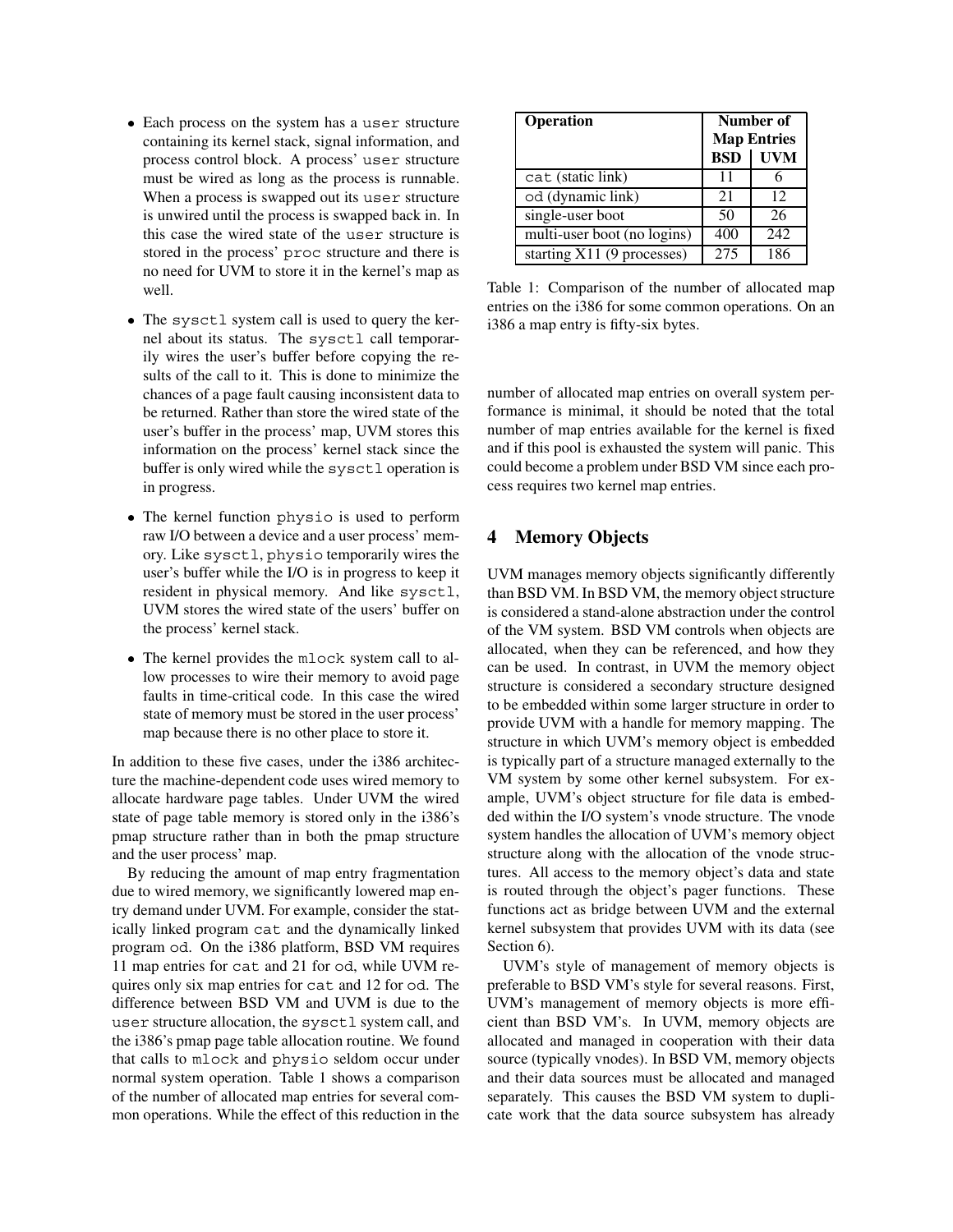- Each process on the system has a `user` structure containing its kernel stack, signal information, and process control block. A process' `user` structure must be wired as long as the process is runnable. When a process is swapped out its `user` structure is unwired until the process is swapped back in. In this case the wired state of the `user` structure is stored in the process' `proc` structure and there is no need for UVM to store it in the kernel's map as well.
- The `sysctl` system call is used to query the kernel about its status. The `sysctl` call temporarily wires the user's buffer before copying the results of the call to it. This is done to minimize the chances of a page fault causing inconsistent data to be returned. Rather than store the wired state of the user's buffer in the process' map, UVM stores this information on the process' kernel stack since the buffer is only wired while the `sysctl` operation is in progress.
- The kernel function `physio` is used to perform raw I/O between a device and a user process' memory. Like `sysctl`, `physio` temporarily wires the user's buffer while the I/O is in progress to keep it resident in physical memory. And like `sysctl`, UVM stores the wired state of the users' buffer on the process' kernel stack.
- The kernel provides the `mlock` system call to allow processes to wire their memory to avoid page faults in time-critical code. In this case the wired state of memory must be stored in the user process' map because there is no other place to store it.

In addition to these five cases, under the i386 architecture the machine-dependent code uses wired memory to allocate hardware page tables. Under UVM the wired state of page table memory is stored only in the i386's pmap structure rather than in both the pmap structure and the user process' map.

By reducing the amount of map entry fragmentation due to wired memory, we significantly lowered map entry demand under UVM. For example, consider the statically linked program `cat` and the dynamically linked program `od`. On the i386 platform, BSD VM requires 11 map entries for `cat` and 21 for `od`, while UVM requires only six map entries for `cat` and 12 for `od`. The difference between BSD VM and UVM is due to the `user` structure allocation, the `sysctl` system call, and the i386's pmap page table allocation routine. We found that calls to `mlock` and `physio` seldom occur under normal system operation. Table 1 shows a comparison of the number of allocated map entries for several common operations. While the effect of this reduction in the number of allocated map entries on overall system performance is minimal, it should be noted that the total number of map entries available for the kernel is fixed and if this pool is exhausted the system will panic. This could become a problem under BSD VM since each process requires two kernel map entries.

| Operation | Number of Map Entries | |
|---|---|---|
| | **BSD** | **UVM** |
| `cat` (static link) | 11 | 6 |
| `od` (dynamic link) | 21 | 12 |
| single-user boot | 50 | 26 |
| multi-user boot (no logins) | 400 | 242 |
| starting X11 (9 processes) | 275 | 186 |

Table 1: Comparison of the number of allocated map entries on the i386 for some common operations. On an i386 a map entry is fifty-six bytes.

## 4 Memory Objects

UVM manages memory objects significantly differently than BSD VM. In BSD VM, the memory object structure is considered a stand-alone abstraction under the control of the VM system. BSD VM controls when objects are allocated, when they can be referenced, and how they can be used. In contrast, in UVM the memory object structure is considered a secondary structure designed to be embedded within some larger structure in order to provide UVM with a handle for memory mapping. The structure in which UVM's memory object is embedded is typically part of a structure managed externally to the VM system by some other kernel subsystem. For example, UVM's object structure for file data is embedded within the I/O system's vnode structure. The vnode system handles the allocation of UVM's memory object structure along with the allocation of the vnode structures. All access to the memory object's data and state is routed through the object's pager functions. These functions act as bridge between UVM and the external kernel subsystem that provides UVM with its data (see Section 6).

UVM's style of management of memory objects is preferable to BSD VM's style for several reasons. First, UVM's management of memory objects is more efficient than BSD VM's. In UVM, memory objects are allocated and managed in cooperation with their data source (typically vnodes). In BSD VM, memory objects and their data sources must be allocated and managed separately. This causes the BSD VM system to duplicate work that the data source subsystem has already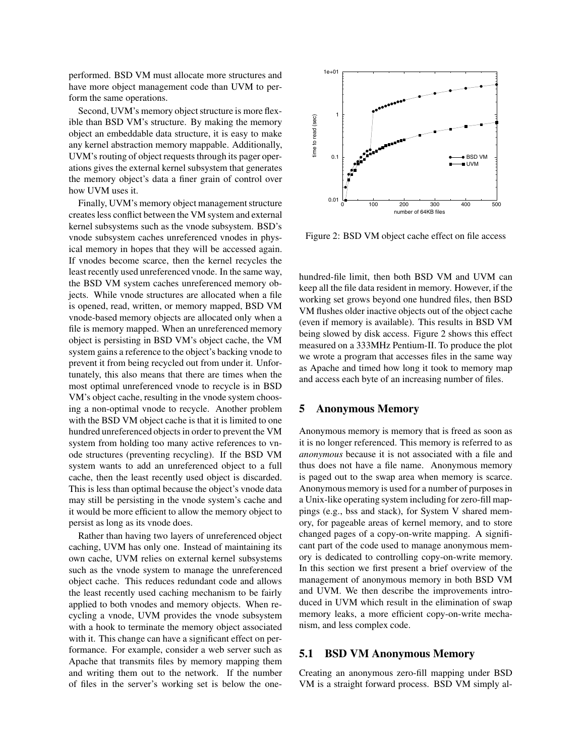performed. BSD VM must allocate more structures and have more object management code than UVM to perform the same operations.

Second, UVM's memory object structure is more flexible than BSD VM's structure. By making the memory object an embeddable data structure, it is easy to make any kernel abstraction memory mappable. Additionally, UVM's routing of object requests through its pager operations gives the external kernel subsystem that generates the memory object's data a finer grain of control over how UVM uses it.

Finally, UVM's memory object management structure creates less conflict between the VM system and external kernel subsystems such as the vnode subsystem. BSD's vnode subsystem caches unreferenced vnodes in physical memory in hopes that they will be accessed again. If vnodes become scarce, then the kernel recycles the least recently used unreferenced vnode. In the same way, the BSD VM system caches unreferenced memory objects. While vnode structures are allocated when a file is opened, read, written, or memory mapped, BSD VM vnode-based memory objects are allocated only when a file is memory mapped. When an unreferenced memory object is persisting in BSD VM's object cache, the VM system gains a reference to the object's backing vnode to prevent it from being recycled out from under it. Unfortunately, this also means that there are times when the most optimal unreferenced vnode to recycle is in BSD VM's object cache, resulting in the vnode system choosing a non-optimal vnode to recycle. Another problem with the BSD VM object cache is that it is limited to one hundred unreferenced objects in order to prevent the VM system from holding too many active references to vnode structures (preventing recycling). If the BSD VM system wants to add an unreferenced object to a full cache, then the least recently used object is discarded. This is less than optimal because the object's vnode data may still be persisting in the vnode system's cache and it would be more efficient to allow the memory object to persist as long as its vnode does.

Rather than having two layers of unreferenced object caching, UVM has only one. Instead of maintaining its own cache, UVM relies on external kernel subsystems such as the vnode system to manage the unreferenced object cache. This reduces redundant code and allows the least recently used caching mechanism to be fairly applied to both vnodes and memory objects. When recycling a vnode, UVM provides the vnode subsystem with a hook to terminate the memory object associated with it. This change can have a significant effect on performance. For example, consider a web server such as Apache that transmits files by memory mapping them and writing them out to the network. If the number of files in the server's working set is below the one-hundred-file limit, then both BSD VM and UVM can keep all the file data resident in memory. However, if the working set grows beyond one hundred files, then BSD VM flushes older inactive objects out of the object cache (even if memory is available). This results in BSD VM being slowed by disk access. Figure 2 shows this effect measured on a 333MHz Pentium-II. To produce the plot we wrote a program that accesses files in the same way as Apache and timed how long it took to memory map and access each byte of an increasing number of files.

Figure 2: BSD VM object cache effect on file access

## 5 Anonymous Memory

Anonymous memory is memory that is freed as soon as it is no longer referenced. This memory is referred to as *anonymous* because it is not associated with a file and thus does not have a file name. Anonymous memory is paged out to the swap area when memory is scarce. Anonymous memory is used for a number of purposes in a Unix-like operating system including for zero-fill mappings (e.g., bss and stack), for System V shared memory, for pageable areas of kernel memory, and to store changed pages of a copy-on-write mapping. A significant part of the code used to manage anonymous memory is dedicated to controlling copy-on-write memory. In this section we first present a brief overview of the management of anonymous memory in both BSD VM and UVM. We then describe the improvements introduced in UVM which result in the elimination of swap memory leaks, a more efficient copy-on-write mechanism, and less complex code.

### 5.1 BSD VM Anonymous Memory

Creating an anonymous zero-fill mapping under BSD VM is a straight forward process. BSD VM simply al-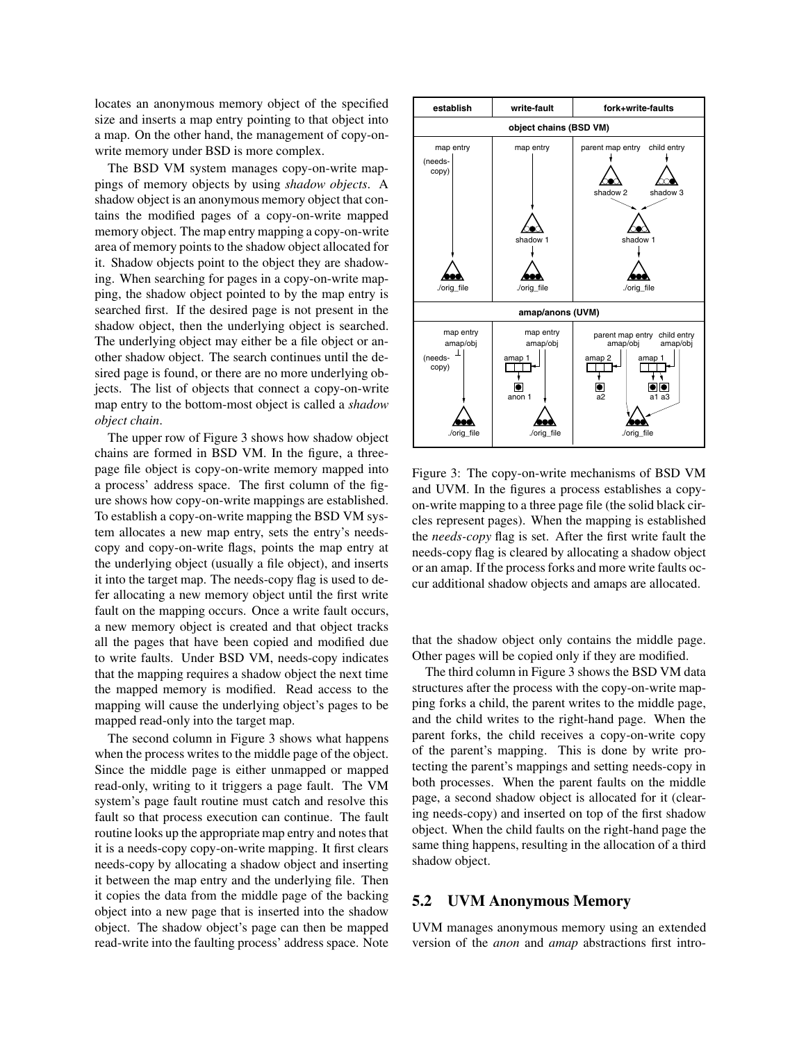locates an anonymous memory object of the specified size and inserts a map entry pointing to that object into a map. On the other hand, the management of copy-on-write memory under BSD is more complex.

The BSD VM system manages copy-on-write mappings of memory objects by using *shadow objects*. A shadow object is an anonymous memory object that contains the modified pages of a copy-on-write mapped memory object. The map entry mapping a copy-on-write area of memory points to the shadow object allocated for it. Shadow objects point to the object they are shadowing. When searching for pages in a copy-on-write mapping, the shadow object pointed to by the map entry is searched first. If the desired page is not present in the shadow object, then the underlying object is searched. The underlying object may either be a file object or another shadow object. The search continues until the desired page is found, or there are no more underlying objects. The list of objects that connect a copy-on-write map entry to the bottom-most object is called a *shadow object chain*.

The upper row of Figure 3 shows how shadow object chains are formed in BSD VM. In the figure, a three-page file object is copy-on-write memory mapped into a process' address space. The first column of the figure shows how copy-on-write mappings are established. To establish a copy-on-write mapping the BSD VM system allocates a new map entry, sets the entry's needs-copy and copy-on-write flags, points the map entry at the underlying object (usually a file object), and inserts it into the target map. The needs-copy flag is used to defer allocating a new memory object until the first write fault on the mapping occurs. Once a write fault occurs, a new memory object is created and that object tracks all the pages that have been copied and modified due to write faults. Under BSD VM, needs-copy indicates that the mapping requires a shadow object the next time the mapped memory is modified. Read access to the mapping will cause the underlying object's pages to be mapped read-only into the target map.

The second column in Figure 3 shows what happens when the process writes to the middle page of the object. Since the middle page is either unmapped or mapped read-only, writing to it triggers a page fault. The VM system's page fault routine must catch and resolve this fault so that process execution can continue. The fault routine looks up the appropriate map entry and notes that it is a needs-copy copy-on-write mapping. It first clears needs-copy by allocating a shadow object and inserting it between the map entry and the underlying file. Then it copies the data from the middle page of the backing object into a new page that is inserted into the shadow object. The shadow object's page can then be mapped read-write into the faulting process' address space. Note that the shadow object only contains the middle page. Other pages will be copied only if they are modified.

Figure 3: The copy-on-write mechanisms of BSD VM and UVM. In the figures a process establishes a copy-on-write mapping to a three page file (the solid black circles represent pages). When the mapping is established the *needs-copy* flag is set. After the first write fault the needs-copy flag is cleared by allocating a shadow object or an amap. If the process forks and more write faults occur additional shadow objects and amaps are allocated.

The third column in Figure 3 shows the BSD VM data structures after the process with the copy-on-write mapping forks a child, the parent writes to the middle page, and the child writes to the right-hand page. When the parent forks, the child receives a copy-on-write copy of the parent's mapping. This is done by write protecting the parent's mappings and setting needs-copy in both processes. When the parent faults on the middle page, a second shadow object is allocated for it (clearing needs-copy) and inserted on top of the first shadow object. When the child faults on the right-hand page the same thing happens, resulting in the allocation of a third shadow object.

## 5.2 UVM Anonymous Memory

UVM manages anonymous memory using an extended version of the *anon* and *amap* abstractions first intro-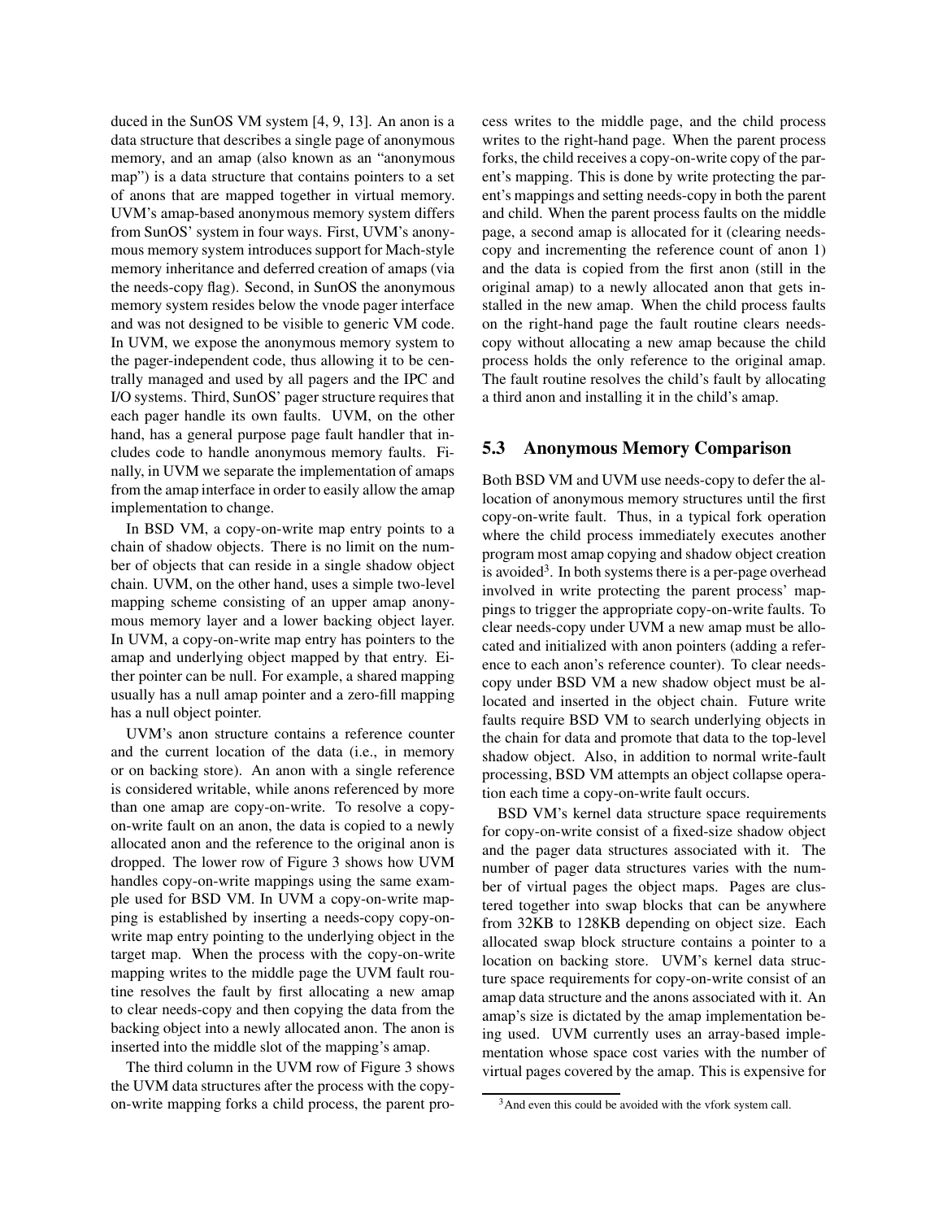duced in the SunOS VM system [4, 9, 13]. An anon is a data structure that describes a single page of anonymous memory, and an amap (also known as an "anonymous map") is a data structure that contains pointers to a set of anons that are mapped together in virtual memory. UVM's amap-based anonymous memory system differs from SunOS' system in four ways. First, UVM's anonymous memory system introduces support for Mach-style memory inheritance and deferred creation of amaps (via the needs-copy flag). Second, in SunOS the anonymous memory system resides below the vnode pager interface and was not designed to be visible to generic VM code. In UVM, we expose the anonymous memory system to the pager-independent code, thus allowing it to be centrally managed and used by all pagers and the IPC and I/O systems. Third, SunOS' pager structure requires that each pager handle its own faults. UVM, on the other hand, has a general purpose page fault handler that includes code to handle anonymous memory faults. Finally, in UVM we separate the implementation of amaps from the amap interface in order to easily allow the amap implementation to change.

In BSD VM, a copy-on-write map entry points to a chain of shadow objects. There is no limit on the number of objects that can reside in a single shadow object chain. UVM, on the other hand, uses a simple two-level mapping scheme consisting of an upper amap anonymous memory layer and a lower backing object layer. In UVM, a copy-on-write map entry has pointers to the amap and underlying object mapped by that entry. Either pointer can be null. For example, a shared mapping usually has a null amap pointer and a zero-fill mapping has a null object pointer.

UVM's anon structure contains a reference counter and the current location of the data (i.e., in memory or on backing store). An anon with a single reference is considered writable, while anons referenced by more than one amap are copy-on-write. To resolve a copy-on-write fault on an anon, the data is copied to a newly allocated anon and the reference to the original anon is dropped. The lower row of Figure 3 shows how UVM handles copy-on-write mappings using the same example used for BSD VM. In UVM a copy-on-write mapping is established by inserting a needs-copy copy-on-write map entry pointing to the underlying object in the target map. When the process with the copy-on-write mapping writes to the middle page the UVM fault routine resolves the fault by first allocating a new amap to clear needs-copy and then copying the data from the backing object into a newly allocated anon. The anon is inserted into the middle slot of the mapping's amap.

The third column in the UVM row of Figure 3 shows the UVM data structures after the process with the copy-on-write mapping forks a child process, the parent process writes to the middle page, and the child process writes to the right-hand page. When the parent process forks, the child receives a copy-on-write copy of the parent's mapping. This is done by write protecting the parent's mappings and setting needs-copy in both the parent and child. When the parent process faults on the middle page, a second amap is allocated for it (clearing needs-copy and incrementing the reference count of anon 1) and the data is copied from the first anon (still in the original amap) to a newly allocated anon that gets installed in the new amap. When the child process faults on the right-hand page the fault routine clears needs-copy without allocating a new amap because the child process holds the only reference to the original amap. The fault routine resolves the child's fault by allocating a third anon and installing it in the child's amap.

## 5.3 Anonymous Memory Comparison

Both BSD VM and UVM use needs-copy to defer the allocation of anonymous memory structures until the first copy-on-write fault. Thus, in a typical fork operation where the child process immediately executes another program most amap copying and shadow object creation is avoided[3]. In both systems there is a per-page overhead involved in write protecting the parent process' mappings to trigger the appropriate copy-on-write faults. To clear needs-copy under UVM a new amap must be allocated and initialized with anon pointers (adding a reference to each anon's reference counter). To clear needs-copy under BSD VM a new shadow object must be allocated and inserted in the object chain. Future write faults require BSD VM to search underlying objects in the chain for data and promote that data to the top-level shadow object. Also, in addition to normal write-fault processing, BSD VM attempts an object collapse operation each time a copy-on-write fault occurs.

BSD VM's kernel data structure space requirements for copy-on-write consist of a fixed-size shadow object and the pager data structures associated with it. The number of pager data structures varies with the number of virtual pages the object maps. Pages are clustered together into swap blocks that can be anywhere from 32KB to 128KB depending on object size. Each allocated swap block structure contains a pointer to a location on backing store. UVM's kernel data structure space requirements for copy-on-write consist of an amap data structure and the anons associated with it. An amap's size is dictated by the amap implementation being used. UVM currently uses an array-based implementation whose space cost varies with the number of virtual pages covered by the amap. This is expensive for

[3] And even this could be avoided with the vfork system call.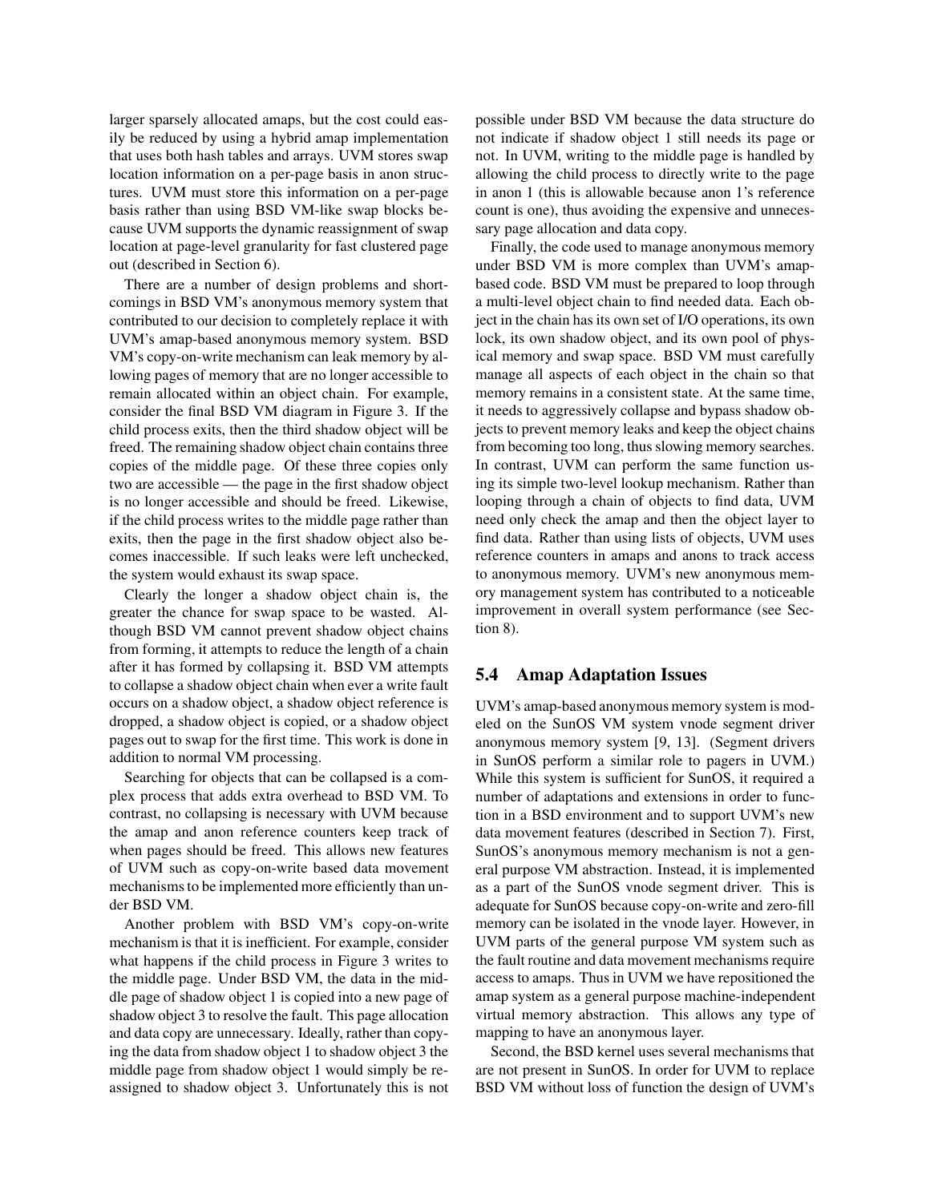larger sparsely allocated amaps, but the cost could easily be reduced by using a hybrid amap implementation that uses both hash tables and arrays. UVM stores swap location information on a per-page basis in anon structures. UVM must store this information on a per-page basis rather than using BSD VM-like swap blocks because UVM supports the dynamic reassignment of swap location at page-level granularity for fast clustered page out (described in Section 6).

There are a number of design problems and shortcomings in BSD VM's anonymous memory system that contributed to our decision to completely replace it with UVM's amap-based anonymous memory system. BSD VM's copy-on-write mechanism can leak memory by allowing pages of memory that are no longer accessible to remain allocated within an object chain. For example, consider the final BSD VM diagram in Figure 3. If the child process exits, then the third shadow object will be freed. The remaining shadow object chain contains three copies of the middle page. Of these three copies only two are accessible — the page in the first shadow object is no longer accessible and should be freed. Likewise, if the child process writes to the middle page rather than exits, then the page in the first shadow object also becomes inaccessible. If such leaks were left unchecked, the system would exhaust its swap space.

Clearly the longer a shadow object chain is, the greater the chance for swap space to be wasted. Although BSD VM cannot prevent shadow object chains from forming, it attempts to reduce the length of a chain after it has formed by collapsing it. BSD VM attempts to collapse a shadow object chain when ever a write fault occurs on a shadow object, a shadow object reference is dropped, a shadow object is copied, or a shadow object pages out to swap for the first time. This work is done in addition to normal VM processing.

Searching for objects that can be collapsed is a complex process that adds extra overhead to BSD VM. To contrast, no collapsing is necessary with UVM because the amap and anon reference counters keep track of when pages should be freed. This allows new features of UVM such as copy-on-write based data movement mechanisms to be implemented more efficiently than under BSD VM.

Another problem with BSD VM's copy-on-write mechanism is that it is inefficient. For example, consider what happens if the child process in Figure 3 writes to the middle page. Under BSD VM, the data in the middle page of shadow object 1 is copied into a new page of shadow object 3 to resolve the fault. This page allocation and data copy are unnecessary. Ideally, rather than copying the data from shadow object 1 to shadow object 3 the middle page from shadow object 1 would simply be reassigned to shadow object 3. Unfortunately this is not possible under BSD VM because the data structure do not indicate if shadow object 1 still needs its page or not. In UVM, writing to the middle page is handled by allowing the child process to directly write to the page in anon 1 (this is allowable because anon 1's reference count is one), thus avoiding the expensive and unnecessary page allocation and data copy.

Finally, the code used to manage anonymous memory under BSD VM is more complex than UVM's amap-based code. BSD VM must be prepared to loop through a multi-level object chain to find needed data. Each object in the chain has its own set of I/O operations, its own lock, its own shadow object, and its own pool of physical memory and swap space. BSD VM must carefully manage all aspects of each object in the chain so that memory remains in a consistent state. At the same time, it needs to aggressively collapse and bypass shadow objects to prevent memory leaks and keep the object chains from becoming too long, thus slowing memory searches. In contrast, UVM can perform the same function using its simple two-level lookup mechanism. Rather than looping through a chain of objects to find data, UVM need only check the amap and then the object layer to find data. Rather than using lists of objects, UVM uses reference counters in amaps and anons to track access to anonymous memory. UVM's new anonymous memory management system has contributed to a noticeable improvement in overall system performance (see Section 8).

## 5.4 Amap Adaptation Issues

UVM's amap-based anonymous memory system is modeled on the SunOS VM system vnode segment driver anonymous memory system [9, 13]. (Segment drivers in SunOS perform a similar role to pagers in UVM.) While this system is sufficient for SunOS, it required a number of adaptations and extensions in order to function in a BSD environment and to support UVM's new data movement features (described in Section 7). First, SunOS's anonymous memory mechanism is not a general purpose VM abstraction. Instead, it is implemented as a part of the SunOS vnode segment driver. This is adequate for SunOS because copy-on-write and zero-fill memory can be isolated in the vnode layer. However, in UVM parts of the general purpose VM system such as the fault routine and data movement mechanisms require access to amaps. Thus in UVM we have repositioned the amap system as a general purpose machine-independent virtual memory abstraction. This allows any type of mapping to have an anonymous layer.

Second, the BSD kernel uses several mechanisms that are not present in SunOS. In order for UVM to replace BSD VM without loss of function the design of UVM's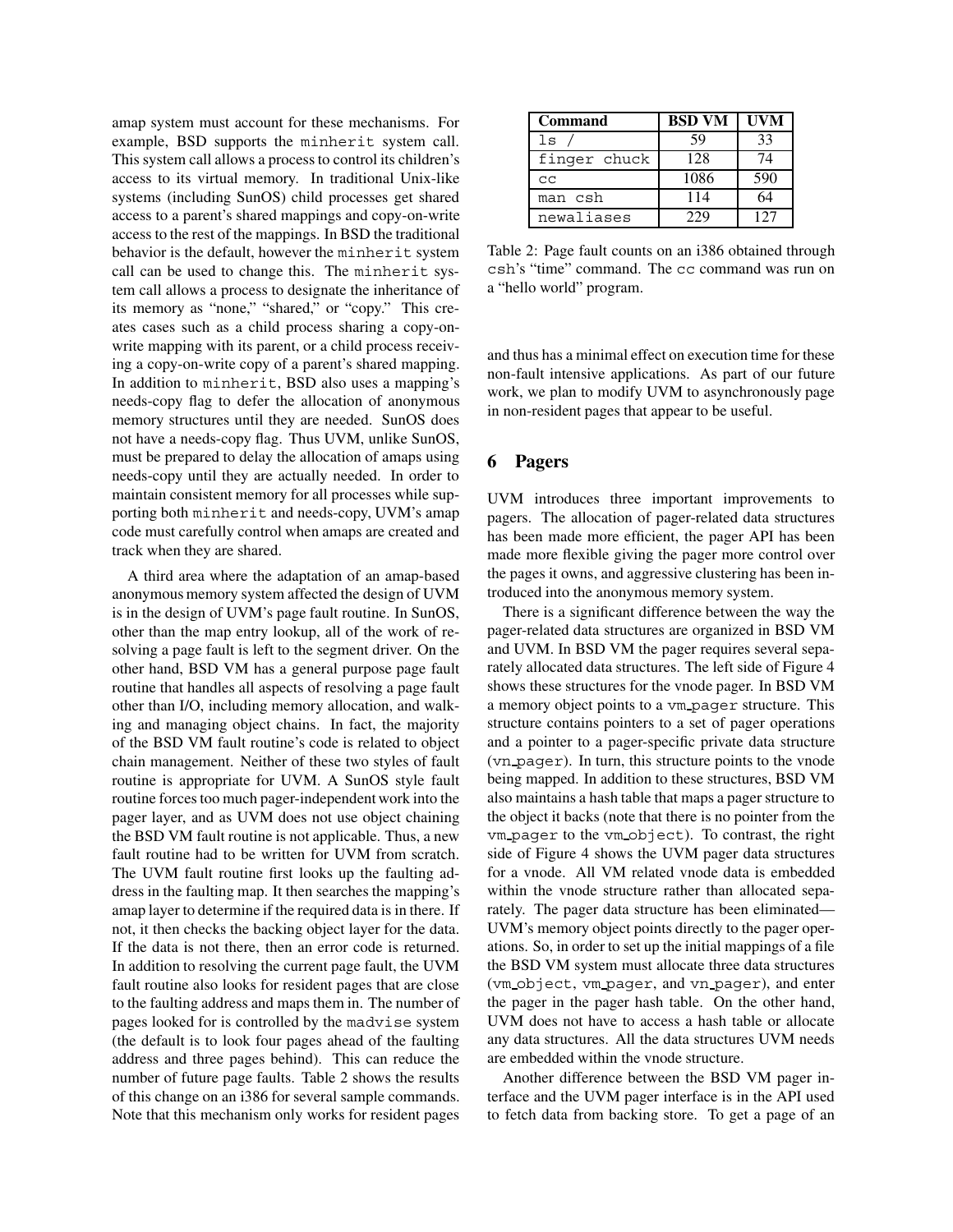amap system must account for these mechanisms. For example, BSD supports the `minherit` system call. This system call allows a process to control its children's access to its virtual memory. In traditional Unix-like systems (including SunOS) child processes get shared access to a parent's shared mappings and copy-on-write access to the rest of the mappings. In BSD the traditional behavior is the default, however the `minherit` system call can be used to change this. The `minherit` system call allows a process to designate the inheritance of its memory as "none," "shared," or "copy." This creates cases such as a child process sharing a copy-on-write mapping with its parent, or a child process receiving a copy-on-write copy of a parent's shared mapping. In addition to `minherit`, BSD also uses a mapping's needs-copy flag to defer the allocation of anonymous memory structures until they are needed. SunOS does not have a needs-copy flag. Thus UVM, unlike SunOS, must be prepared to delay the allocation of amaps using needs-copy until they are actually needed. In order to maintain consistent memory for all processes while supporting both `minherit` and needs-copy, UVM's amap code must carefully control when amaps are created and track when they are shared.

A third area where the adaptation of an amap-based anonymous memory system affected the design of UVM is in the design of UVM's page fault routine. In SunOS, other than the map entry lookup, all of the work of resolving a page fault is left to the segment driver. On the other hand, BSD VM has a general purpose page fault routine that handles all aspects of resolving a page fault other than I/O, including memory allocation, and walking and managing object chains. In fact, the majority of the BSD VM fault routine's code is related to object chain management. Neither of these two styles of fault routine is appropriate for UVM. A SunOS style fault routine forces too much pager-independent work into the pager layer, and as UVM does not use object chaining the BSD VM fault routine is not applicable. Thus, a new fault routine had to be written for UVM from scratch. The UVM fault routine first looks up the faulting address in the faulting map. It then searches the mapping's amap layer to determine if the required data is in there. If not, it then checks the backing object layer for the data. If the data is not there, then an error code is returned. In addition to resolving the current page fault, the UVM fault routine also looks for resident pages that are close to the faulting address and maps them in. The number of pages looked for is controlled by the `madvise` system (the default is to look four pages ahead of the faulting address and three pages behind). This can reduce the number of future page faults. Table 2 shows the results of this change on an i386 for several sample commands. Note that this mechanism only works for resident pages and thus has a minimal effect on execution time for these non-fault intensive applications. As part of our future work, we plan to modify UVM to asynchronously page in non-resident pages that appear to be useful.

| Command | BSD VM | UVM |
|---|---|---|
| `ls /` | 59 | 33 |
| `finger chuck` | 128 | 74 |
| `cc` | 1086 | 590 |
| `man csh` | 114 | 64 |
| `newaliases` | 229 | 127 |

Table 2: Page fault counts on an i386 obtained through `csh`'s "time" command. The `cc` command was run on a "hello world" program.

## 6 Pagers

UVM introduces three important improvements to pagers. The allocation of pager-related data structures has been made more efficient, the pager API has been made more flexible giving the pager more control over the pages it owns, and aggressive clustering has been introduced into the anonymous memory system.

There is a significant difference between the way the pager-related data structures are organized in BSD VM and UVM. In BSD VM the pager requires several separately allocated data structures. The left side of Figure 4 shows these structures for the vnode pager. In BSD VM a memory object points to a `vm_pager` structure. This structure contains pointers to a set of pager operations and a pointer to a pager-specific private data structure (`vn_pager`). In turn, this structure points to the vnode being mapped. In addition to these structures, BSD VM also maintains a hash table that maps a pager structure to the object it backs (note that there is no pointer from the `vm_pager` to the `vm_object`). To contrast, the right side of Figure 4 shows the UVM pager data structures for a vnode. All VM related vnode data is embedded within the vnode structure rather than allocated separately. The pager data structure has been eliminated—UVM's memory object points directly to the pager operations. So, in order to set up the initial mappings of a file the BSD VM system must allocate three data structures (`vm_object`, `vm_pager`, and `vn_pager`), and enter the pager in the pager hash table. On the other hand, UVM does not have to access a hash table or allocate any data structures. All the data structures UVM needs are embedded within the vnode structure.

Another difference between the BSD VM pager interface and the UVM pager interface is in the API used to fetch data from backing store. To get a page of an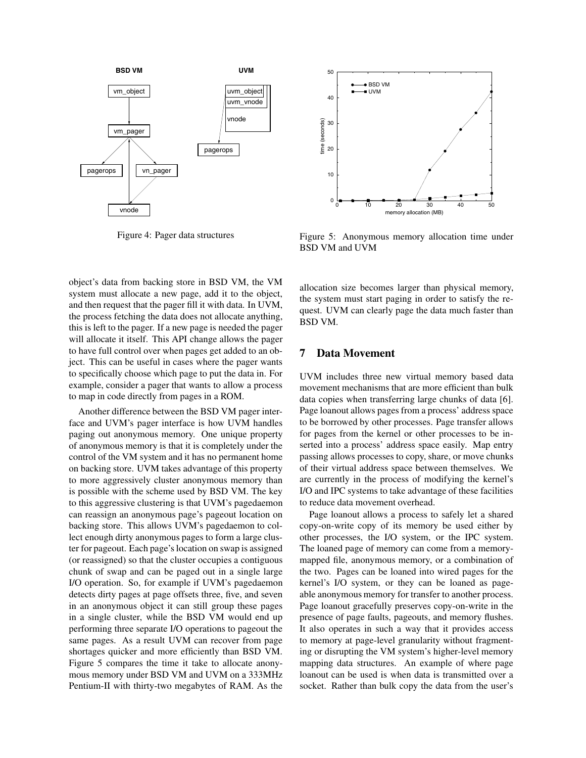Figure 4: Pager data structures

Figure 5: Anonymous memory allocation time under BSD VM and UVM

object's data from backing store in BSD VM, the VM system must allocate a new page, add it to the object, and then request that the pager fill it with data. In UVM, the process fetching the data does not allocate anything, this is left to the pager. If a new page is needed the pager will allocate it itself. This API change allows the pager to have full control over when pages get added to an object. This can be useful in cases where the pager wants to specifically choose which page to put the data in. For example, consider a pager that wants to allow a process to map in code directly from pages in a ROM.

Another difference between the BSD VM pager interface and UVM's pager interface is how UVM handles paging out anonymous memory. One unique property of anonymous memory is that it is completely under the control of the VM system and it has no permanent home on backing store. UVM takes advantage of this property to more aggressively cluster anonymous memory than is possible with the scheme used by BSD VM. The key to this aggressive clustering is that UVM's pagedaemon can reassign an anonymous page's pageout location on backing store. This allows UVM's pagedaemon to collect enough dirty anonymous pages to form a large cluster for pageout. Each page's location on swap is assigned (or reassigned) so that the cluster occupies a contiguous chunk of swap and can be paged out in a single large I/O operation. So, for example if UVM's pagedaemon detects dirty pages at page offsets three, five, and seven in an anonymous object it can still group these pages in a single cluster, while the BSD VM would end up performing three separate I/O operations to pageout the same pages. As a result UVM can recover from page shortages quicker and more efficiently than BSD VM. Figure 5 compares the time it take to allocate anonymous memory under BSD VM and UVM on a 333MHz Pentium-II with thirty-two megabytes of RAM. As the allocation size becomes larger than physical memory, the system must start paging in order to satisfy the request. UVM can clearly page the data much faster than BSD VM.

## 7 Data Movement

UVM includes three new virtual memory based data movement mechanisms that are more efficient than bulk data copies when transferring large chunks of data [6]. Page loanout allows pages from a process' address space to be borrowed by other processes. Page transfer allows for pages from the kernel or other processes to be inserted into a process' address space easily. Map entry passing allows processes to copy, share, or move chunks of their virtual address space between themselves. We are currently in the process of modifying the kernel's I/O and IPC systems to take advantage of these facilities to reduce data movement overhead.

Page loanout allows a process to safely let a shared copy-on-write copy of its memory be used either by other processes, the I/O system, or the IPC system. The loaned page of memory can come from a memory-mapped file, anonymous memory, or a combination of the two. Pages can be loaned into wired pages for the kernel's I/O system, or they can be loaned as pageable anonymous memory for transfer to another process. Page loanout gracefully preserves copy-on-write in the presence of page faults, pageouts, and memory flushes. It also operates in such a way that it provides access to memory at page-level granularity without fragmenting or disrupting the VM system's higher-level memory mapping data structures. An example of where page loanout can be used is when data is transmitted over a socket. Rather than bulk copy the data from the user's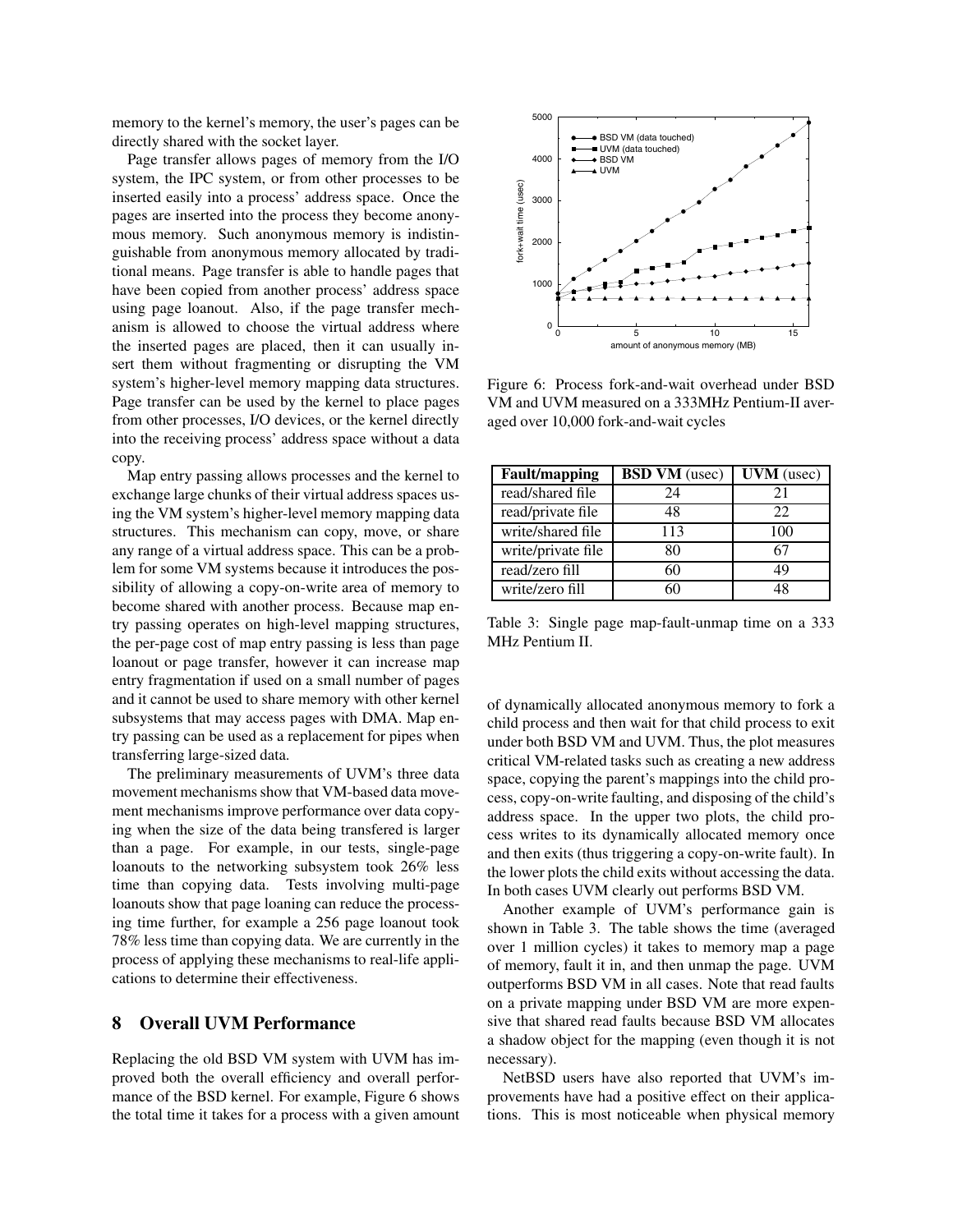memory to the kernel's memory, the user's pages can be directly shared with the socket layer.

Page transfer allows pages of memory from the I/O system, the IPC system, or from other processes to be inserted easily into a process' address space. Once the pages are inserted into the process they become anonymous memory. Such anonymous memory is indistinguishable from anonymous memory allocated by traditional means. Page transfer is able to handle pages that have been copied from another process' address space using page loanout. Also, if the page transfer mechanism is allowed to choose the virtual address where the inserted pages are placed, then it can usually insert them without fragmenting or disrupting the VM system's higher-level memory mapping data structures. Page transfer can be used by the kernel to place pages from other processes, I/O devices, or the kernel directly into the receiving process' address space without a data copy.

Map entry passing allows processes and the kernel to exchange large chunks of their virtual address spaces using the VM system's higher-level memory mapping data structures. This mechanism can copy, move, or share any range of a virtual address space. This can be a problem for some VM systems because it introduces the possibility of allowing a copy-on-write area of memory to become shared with another process. Because map entry passing operates on high-level mapping structures, the per-page cost of map entry passing is less than page loanout or page transfer, however it can increase map entry fragmentation if used on a small number of pages and it cannot be used to share memory with other kernel subsystems that may access pages with DMA. Map entry passing can be used as a replacement for pipes when transferring large-sized data.

The preliminary measurements of UVM's three data movement mechanisms show that VM-based data movement mechanisms improve performance over data copying when the size of the data being transfered is larger than a page. For example, in our tests, single-page loanouts to the networking subsystem took 26% less time than copying data. Tests involving multi-page loanouts show that page loaning can reduce the processing time further, for example a 256 page loanout took 78% less time than copying data. We are currently in the process of applying these mechanisms to real-life applications to determine their effectiveness.

## 8 Overall UVM Performance

Replacing the old BSD VM system with UVM has improved both the overall efficiency and overall performance of the BSD kernel. For example, Figure 6 shows the total time it takes for a process with a given amount of dynamically allocated anonymous memory to fork a child process and then wait for that child process to exit under both BSD VM and UVM. Thus, the plot measures critical VM-related tasks such as creating a new address space, copying the parent's mappings into the child process, copy-on-write faulting, and disposing of the child's address space. In the upper two plots, the child process writes to its dynamically allocated memory once and then exits (thus triggering a copy-on-write fault). In the lower plots the child exits without accessing the data. In both cases UVM clearly out performs BSD VM.

Another example of UVM's performance gain is shown in Table 3. The table shows the time (averaged over 1 million cycles) it takes to memory map a page of memory, fault it in, and then unmap the page. UVM outperforms BSD VM in all cases. Note that read faults on a private mapping under BSD VM are more expensive that shared read faults because BSD VM allocates a shadow object for the mapping (even though it is not necessary).

NetBSD users have also reported that UVM's improvements have had a positive effect on their applications. This is most noticeable when physical memory

Figure 6: Process fork-and-wait overhead under BSD VM and UVM measured on a 333MHz Pentium-II averaged over 10,000 fork-and-wait cycles

| Fault/mapping | **BSD VM** (usec) | **UVM** (usec) |
|---|---|---|
| read/shared file | 24 | 21 |
| read/private file | 48 | 22 |
| write/shared file | 113 | 100 |
| write/private file | 80 | 67 |
| read/zero fill | 60 | 49 |
| write/zero fill | 60 | 48 |

Table 3: Single page map-fault-unmap time on a 333 MHz Pentium II.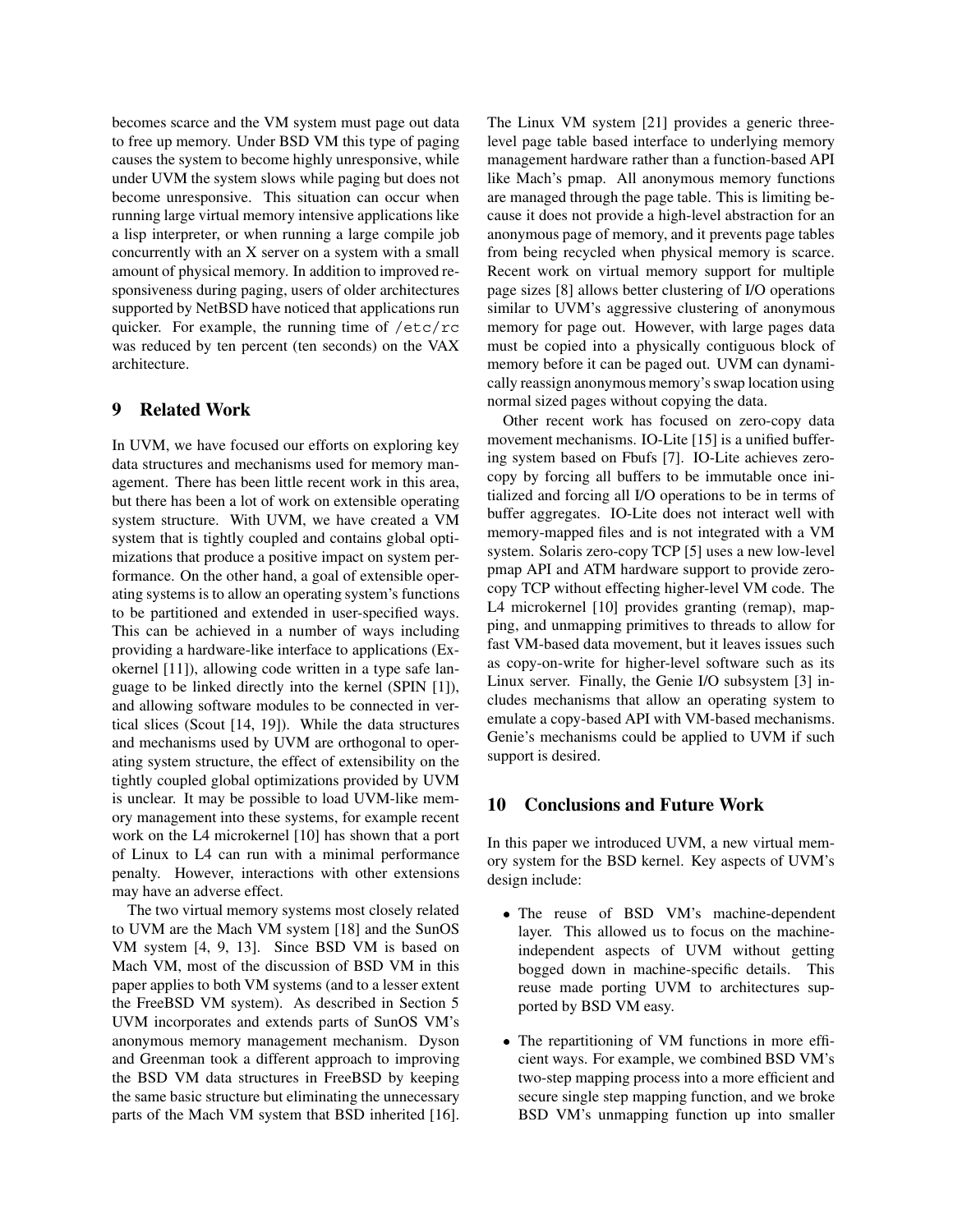becomes scarce and the VM system must page out data to free up memory. Under BSD VM this type of paging causes the system to become highly unresponsive, while under UVM the system slows while paging but does not become unresponsive. This situation can occur when running large virtual memory intensive applications like a lisp interpreter, or when running a large compile job concurrently with an X server on a system with a small amount of physical memory. In addition to improved responsiveness during paging, users of older architectures supported by NetBSD have noticed that applications run quicker. For example, the running time of `/etc/rc` was reduced by ten percent (ten seconds) on the VAX architecture.

## 9 Related Work

In UVM, we have focused our efforts on exploring key data structures and mechanisms used for memory management. There has been little recent work in this area, but there has been a lot of work on extensible operating system structure. With UVM, we have created a VM system that is tightly coupled and contains global optimizations that produce a positive impact on system performance. On the other hand, a goal of extensible operating systems is to allow an operating system's functions to be partitioned and extended in user-specified ways. This can be achieved in a number of ways including providing a hardware-like interface to applications (Exokernel [11]), allowing code written in a type safe language to be linked directly into the kernel (SPIN [1]), and allowing software modules to be connected in vertical slices (Scout [14, 19]). While the data structures and mechanisms used by UVM are orthogonal to operating system structure, the effect of extensibility on the tightly coupled global optimizations provided by UVM is unclear. It may be possible to load UVM-like memory management into these systems, for example recent work on the L4 microkernel [10] has shown that a port of Linux to L4 can run with a minimal performance penalty. However, interactions with other extensions may have an adverse effect.

The two virtual memory systems most closely related to UVM are the Mach VM system [18] and the SunOS VM system [4, 9, 13]. Since BSD VM is based on Mach VM, most of the discussion of BSD VM in this paper applies to both VM systems (and to a lesser extent the FreeBSD VM system). As described in Section 5 UVM incorporates and extends parts of SunOS VM's anonymous memory management mechanism. Dyson and Greenman took a different approach to improving the BSD VM data structures in FreeBSD by keeping the same basic structure but eliminating the unnecessary parts of the Mach VM system that BSD inherited [16].

The Linux VM system [21] provides a generic three-level page table based interface to underlying memory management hardware rather than a function-based API like Mach's pmap. All anonymous memory functions are managed through the page table. This is limiting because it does not provide a high-level abstraction for an anonymous page of memory, and it prevents page tables from being recycled when physical memory is scarce. Recent work on virtual memory support for multiple page sizes [8] allows better clustering of I/O operations similar to UVM's aggressive clustering of anonymous memory for page out. However, with large pages data must be copied into a physically contiguous block of memory before it can be paged out. UVM can dynamically reassign anonymous memory's swap location using normal sized pages without copying the data.

Other recent work has focused on zero-copy data movement mechanisms. IO-Lite [15] is a unified buffering system based on Fbufs [7]. IO-Lite achieves zero-copy by forcing all buffers to be immutable once initialized and forcing all I/O operations to be in terms of buffer aggregates. IO-Lite does not interact well with memory-mapped files and is not integrated with a VM system. Solaris zero-copy TCP [5] uses a new low-level pmap API and ATM hardware support to provide zero-copy TCP without effecting higher-level VM code. The L4 microkernel [10] provides granting (remap), mapping, and unmapping primitives to threads to allow for fast VM-based data movement, but it leaves issues such as copy-on-write for higher-level software such as its Linux server. Finally, the Genie I/O subsystem [3] includes mechanisms that allow an operating system to emulate a copy-based API with VM-based mechanisms. Genie's mechanisms could be applied to UVM if such support is desired.

## 10 Conclusions and Future Work

In this paper we introduced UVM, a new virtual memory system for the BSD kernel. Key aspects of UVM's design include:

- The reuse of BSD VM's machine-dependent layer. This allowed us to focus on the machine-independent aspects of UVM without getting bogged down in machine-specific details. This reuse made porting UVM to architectures supported by BSD VM easy.
- The repartitioning of VM functions in more efficient ways. For example, we combined BSD VM's two-step mapping process into a more efficient and secure single step mapping function, and we broke BSD VM's unmapping function up into smaller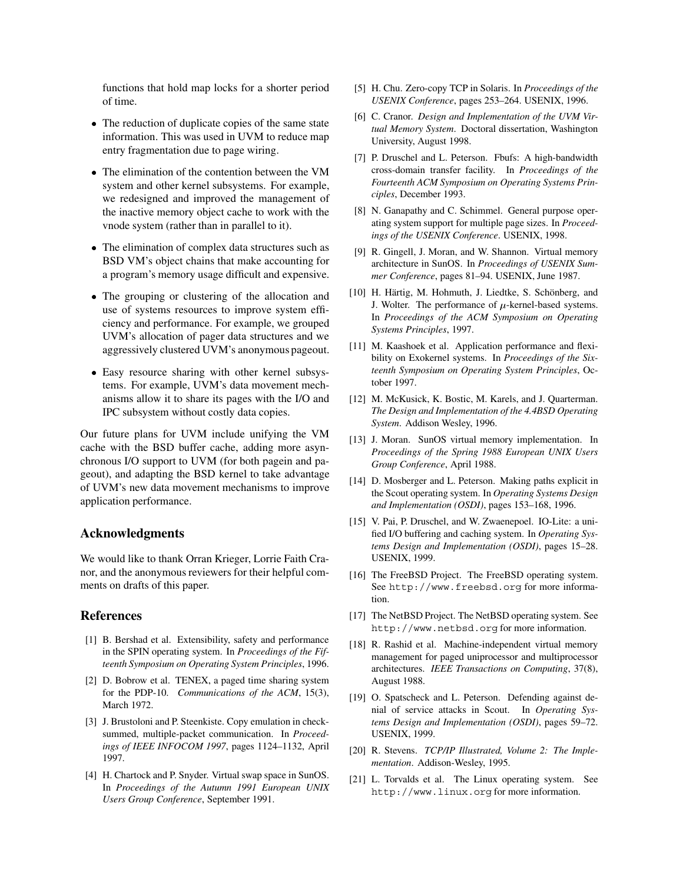functions that hold map locks for a shorter period of time.

- The reduction of duplicate copies of the same state information. This was used in UVM to reduce map entry fragmentation due to page wiring.
- The elimination of the contention between the VM system and other kernel subsystems. For example, we redesigned and improved the management of the inactive memory object cache to work with the vnode system (rather than in parallel to it).
- The elimination of complex data structures such as BSD VM's object chains that make accounting for a program's memory usage difficult and expensive.
- The grouping or clustering of the allocation and use of systems resources to improve system efficiency and performance. For example, we grouped UVM's allocation of pager data structures and we aggressively clustered UVM's anonymous pageout.
- Easy resource sharing with other kernel subsystems. For example, UVM's data movement mechanisms allow it to share its pages with the I/O and IPC subsystem without costly data copies.

Our future plans for UVM include unifying the VM cache with the BSD buffer cache, adding more asynchronous I/O support to UVM (for both pagein and pageout), and adapting the BSD kernel to take advantage of UVM's new data movement mechanisms to improve application performance.

## Acknowledgments

We would like to thank Orran Krieger, Lorrie Faith Cranor, and the anonymous reviewers for their helpful comments on drafts of this paper.

## References

[1] B. Bershad et al. Extensibility, safety and performance in the SPIN operating system. In *Proceedings of the Fifteenth Symposium on Operating System Principles*, 1996.

[2] D. Bobrow et al. TENEX, a paged time sharing system for the PDP-10. *Communications of the ACM*, 15(3), March 1972.

[3] J. Brustoloni and P. Steenkiste. Copy emulation in checksummed, multiple-packet communication. In *Proceedings of IEEE INFOCOM 1997*, pages 1124–1132, April 1997.

[4] H. Chartock and P. Snyder. Virtual swap space in SunOS. In *Proceedings of the Autumn 1991 European UNIX Users Group Conference*, September 1991.

[5] H. Chu. Zero-copy TCP in Solaris. In *Proceedings of the USENIX Conference*, pages 253–264. USENIX, 1996.

[6] C. Cranor. *Design and Implementation of the UVM Virtual Memory System*. Doctoral dissertation, Washington University, August 1998.

[7] P. Druschel and L. Peterson. Fbufs: A high-bandwidth cross-domain transfer facility. In *Proceedings of the Fourteenth ACM Symposium on Operating Systems Principles*, December 1993.

[8] N. Ganapathy and C. Schimmel. General purpose operating system support for multiple page sizes. In *Proceedings of the USENIX Conference*. USENIX, 1998.

[9] R. Gingell, J. Moran, and W. Shannon. Virtual memory architecture in SunOS. In *Proceedings of USENIX Summer Conference*, pages 81–94. USENIX, June 1987.

[10] H. Härtig, M. Hohmuth, J. Liedtke, S. Schönberg, and J. Wolter. The performance of $\mu$-kernel-based systems. In *Proceedings of the ACM Symposium on Operating Systems Principles*, 1997.

[11] M. Kaashoek et al. Application performance and flexibility on Exokernel systems. In *Proceedings of the Sixteenth Symposium on Operating System Principles*, October 1997.

[12] M. McKusick, K. Bostic, M. Karels, and J. Quarterman. *The Design and Implementation of the 4.4BSD Operating System*. Addison Wesley, 1996.

[13] J. Moran. SunOS virtual memory implementation. In *Proceedings of the Spring 1988 European UNIX Users Group Conference*, April 1988.

[14] D. Mosberger and L. Peterson. Making paths explicit in the Scout operating system. In *Operating Systems Design and Implementation (OSDI)*, pages 153–168, 1996.

[15] V. Pai, P. Druschel, and W. Zwaenepoel. IO-Lite: a unified I/O buffering and caching system. In *Operating Systems Design and Implementation (OSDI)*, pages 15–28. USENIX, 1999.

[16] The FreeBSD Project. The FreeBSD operating system. See `http://www.freebsd.org` for more information.

[17] The NetBSD Project. The NetBSD operating system. See `http://www.netbsd.org` for more information.

[18] R. Rashid et al. Machine-independent virtual memory management for paged uniprocessor and multiprocessor architectures. *IEEE Transactions on Computing*, 37(8), August 1988.

[19] O. Spatscheck and L. Peterson. Defending against denial of service attacks in Scout. In *Operating Systems Design and Implementation (OSDI)*, pages 59–72. USENIX, 1999.

[20] R. Stevens. *TCP/IP Illustrated, Volume 2: The Implementation*. Addison-Wesley, 1995.

[21] L. Torvalds et al. The Linux operating system. See `http://www.linux.org` for more information.